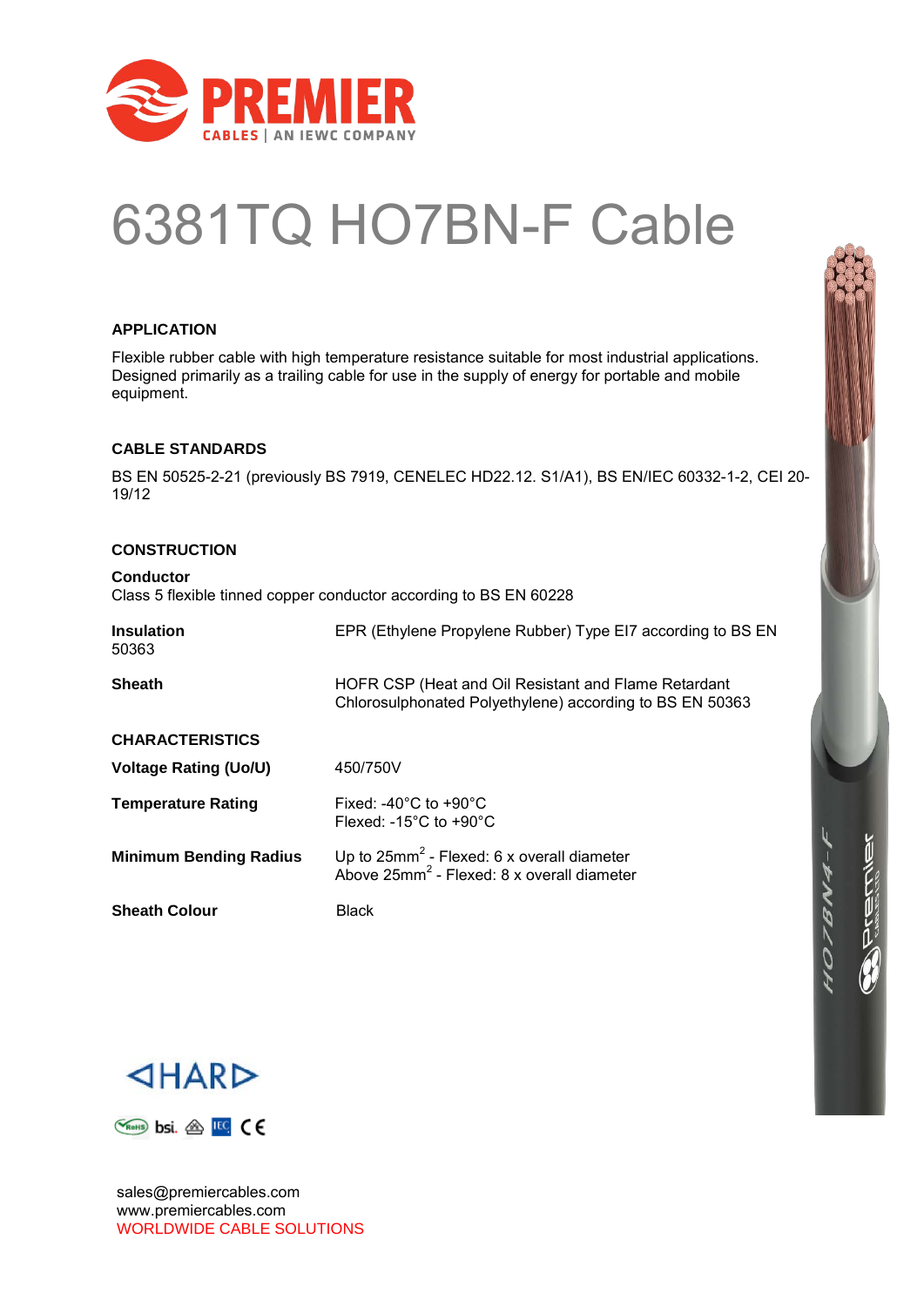# 6381TQ HO7BN-F Cable

## APPLICATION

Flexible rubber cable with high temperature resistance suitable for most industrial applications. Designed primarily as a trailing cable for use in the supply of energy for portable and mobile equipment.

## CABLE STANDARDS

BS EN 50525-2-21 (previously BS 7919, CENELEC HD22.12. S1/A1), BS EN/IEC 60332-1-2, CEI 20-19/12

## CONSTRUCTION

**Conductor**
Class 5 flexible tinned copper conductor according to BS EN 60228

| | |
|---|---|
| **Insulation** | EPR (Ethylene Propylene Rubber) Type EI7 according to BS EN 50363 |
| **Sheath** | HOFR CSP (Heat and Oil Resistant and Flame Retardant Chlorosulphonated Polyethylene) according to BS EN 50363 |

## CHARACTERISTICS

| | |
|---|---|
| **Voltage Rating (Uo/U)** | 450/750V |
| **Temperature Rating** | Fixed: -40°C to +90°C<br>Flexed: -15°C to +90°C |
| **Minimum Bending Radius** | Up to 25mm$^2$ - Flexed: 6 x overall diameter<br>Above 25mm$^2$ - Flexed: 8 x overall diameter |
| **Sheath Colour** | Black |

sales@premiercables.com
www.premiercables.com
WORLDWIDE CABLE SOLUTIONS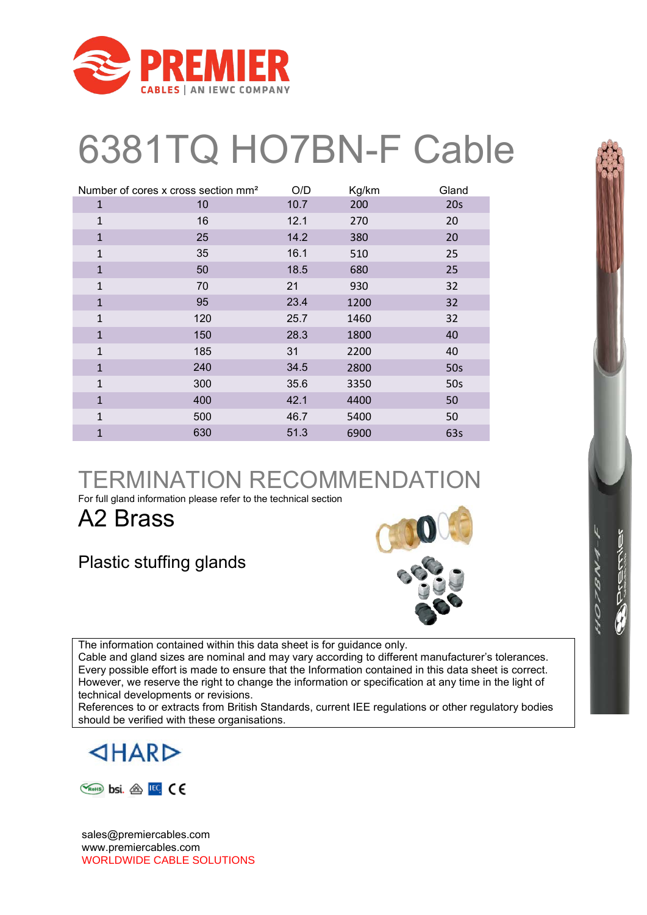# 6381TQ HO7BN-F Cable

| Number of cores x cross section mm² | | O/D | Kg/km | Gland |
|---|---|---|---|---|
| 1 | 10 | 10.7 | 200 | 20s |
| 1 | 16 | 12.1 | 270 | 20 |
| 1 | 25 | 14.2 | 380 | 20 |
| 1 | 35 | 16.1 | 510 | 25 |
| 1 | 50 | 18.5 | 680 | 25 |
| 1 | 70 | 21 | 930 | 32 |
| 1 | 95 | 23.4 | 1200 | 32 |
| 1 | 120 | 25.7 | 1460 | 32 |
| 1 | 150 | 28.3 | 1800 | 40 |
| 1 | 185 | 31 | 2200 | 40 |
| 1 | 240 | 34.5 | 2800 | 50s |
| 1 | 300 | 35.6 | 3350 | 50s |
| 1 | 400 | 42.1 | 4400 | 50 |
| 1 | 500 | 46.7 | 5400 | 50 |
| 1 | 630 | 51.3 | 6900 | 63s |

# TERMINATION RECOMMENDATION

For full gland information please refer to the technical section

## A2 Brass

### Plastic stuffing glands

The information contained within this data sheet is for guidance only.
Cable and gland sizes are nominal and may vary according to different manufacturer's tolerances.
Every possible effort is made to ensure that the Information contained in this data sheet is correct.
However, we reserve the right to change the information or specification at any time in the light of technical developments or revisions.
References to or extracts from British Standards, current IEE regulations or other regulatory bodies should be verified with these organisations.

sales@premiercables.com
www.premiercables.com
WORLDWIDE CABLE SOLUTIONS